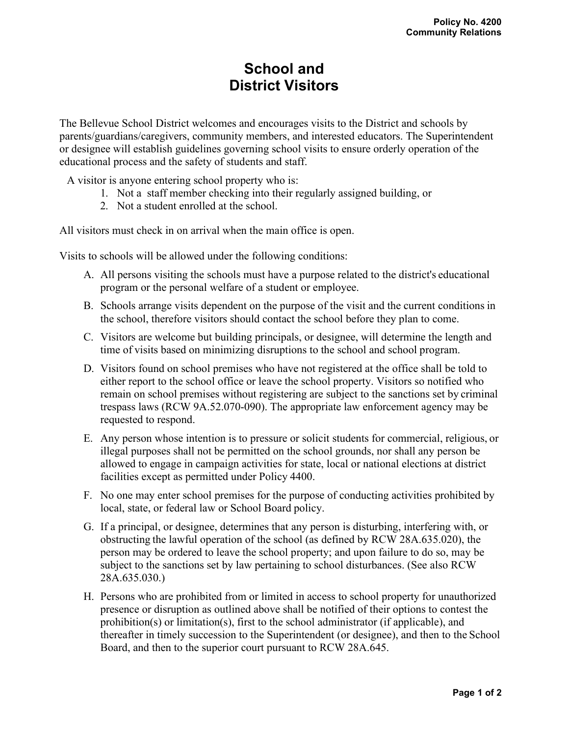**Policy No. 4200**
**Community Relations**

# School and District Visitors

The Bellevue School District welcomes and encourages visits to the District and schools by parents/guardians/caregivers, community members, and interested educators. The Superintendent or designee will establish guidelines governing school visits to ensure orderly operation of the educational process and the safety of students and staff.

A visitor is anyone entering school property who is:

1. Not a staff member checking into their regularly assigned building, or
2. Not a student enrolled at the school.

All visitors must check in on arrival when the main office is open.

Visits to schools will be allowed under the following conditions:

A. All persons visiting the schools must have a purpose related to the district's educational program or the personal welfare of a student or employee.

B. Schools arrange visits dependent on the purpose of the visit and the current conditions in the school, therefore visitors should contact the school before they plan to come.

C. Visitors are welcome but building principals, or designee, will determine the length and time of visits based on minimizing disruptions to the school and school program.

D. Visitors found on school premises who have not registered at the office shall be told to either report to the school office or leave the school property. Visitors so notified who remain on school premises without registering are subject to the sanctions set by criminal trespass laws (RCW 9A.52.070-090). The appropriate law enforcement agency may be requested to respond.

E. Any person whose intention is to pressure or solicit students for commercial, religious, or illegal purposes shall not be permitted on the school grounds, nor shall any person be allowed to engage in campaign activities for state, local or national elections at district facilities except as permitted under Policy 4400.

F. No one may enter school premises for the purpose of conducting activities prohibited by local, state, or federal law or School Board policy.

G. If a principal, or designee, determines that any person is disturbing, interfering with, or obstructing the lawful operation of the school (as defined by RCW 28A.635.020), the person may be ordered to leave the school property; and upon failure to do so, may be subject to the sanctions set by law pertaining to school disturbances. (See also RCW 28A.635.030.)

H. Persons who are prohibited from or limited in access to school property for unauthorized presence or disruption as outlined above shall be notified of their options to contest the prohibition(s) or limitation(s), first to the school administrator (if applicable), and thereafter in timely succession to the Superintendent (or designee), and then to the School Board, and then to the superior court pursuant to RCW 28A.645.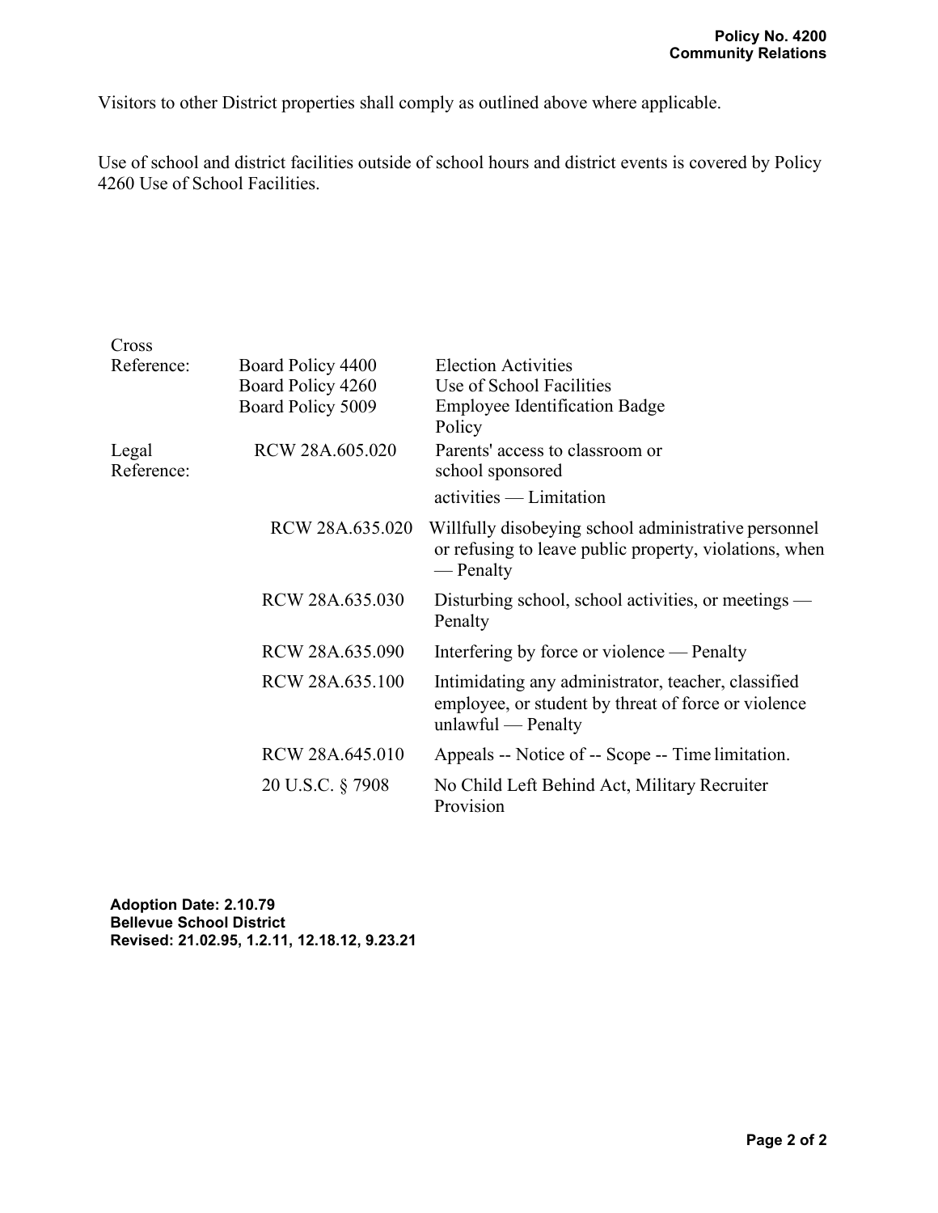Visitors to other District properties shall comply as outlined above where applicable.

Use of school and district facilities outside of school hours and district events is covered by Policy 4260 Use of School Facilities.

| | | |
|---|---|---|
| Cross Reference: | Board Policy 4400 | Election Activities |
| | Board Policy 4260 | Use of School Facilities |
| | Board Policy 5009 | Employee Identification Badge Policy |
| Legal Reference: | RCW 28A.605.020 | Parents' access to classroom or school sponsored activities — Limitation |
| | RCW 28A.635.020 | Willfully disobeying school administrative personnel or refusing to leave public property, violations, when — Penalty |
| | RCW 28A.635.030 | Disturbing school, school activities, or meetings — Penalty |
| | RCW 28A.635.090 | Interfering by force or violence — Penalty |
| | RCW 28A.635.100 | Intimidating any administrator, teacher, classified employee, or student by threat of force or violence unlawful — Penalty |
| | RCW 28A.645.010 | Appeals -- Notice of -- Scope -- Time limitation. |
| | 20 U.S.C. § 7908 | No Child Left Behind Act, Military Recruiter Provision |

**Adoption Date: 2.10.79**
**Bellevue School District**
**Revised: 21.02.95, 1.2.11, 12.18.12, 9.23.21**